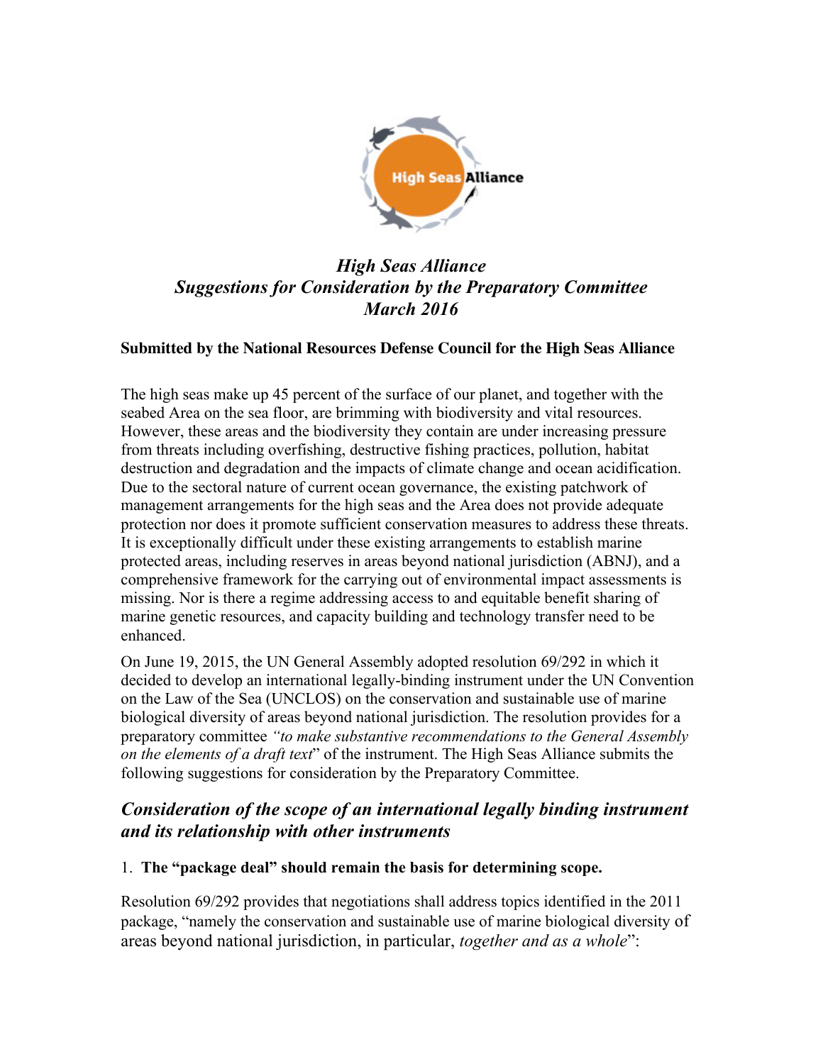# *High Seas Alliance*
## *Suggestions for Consideration by the Preparatory Committee*
## *March 2016*

**Submitted by the National Resources Defense Council for the High Seas Alliance**

The high seas make up 45 percent of the surface of our planet, and together with the seabed Area on the sea floor, are brimming with biodiversity and vital resources. However, these areas and the biodiversity they contain are under increasing pressure from threats including overfishing, destructive fishing practices, pollution, habitat destruction and degradation and the impacts of climate change and ocean acidification. Due to the sectoral nature of current ocean governance, the existing patchwork of management arrangements for the high seas and the Area does not provide adequate protection nor does it promote sufficient conservation measures to address these threats. It is exceptionally difficult under these existing arrangements to establish marine protected areas, including reserves in areas beyond national jurisdiction (ABNJ), and a comprehensive framework for the carrying out of environmental impact assessments is missing. Nor is there a regime addressing access to and equitable benefit sharing of marine genetic resources, and capacity building and technology transfer need to be enhanced.

On June 19, 2015, the UN General Assembly adopted resolution 69/292 in which it decided to develop an international legally-binding instrument under the UN Convention on the Law of the Sea (UNCLOS) on the conservation and sustainable use of marine biological diversity of areas beyond national jurisdiction. The resolution provides for a preparatory committee *"to make substantive recommendations to the General Assembly on the elements of a draft text"* of the instrument. The High Seas Alliance submits the following suggestions for consideration by the Preparatory Committee.

## *Consideration of the scope of an international legally binding instrument and its relationship with other instruments*

1. **The "package deal" should remain the basis for determining scope.**

Resolution 69/292 provides that negotiations shall address topics identified in the 2011 package, "namely the conservation and sustainable use of marine biological diversity of areas beyond national jurisdiction, in particular, *together and as a whole*":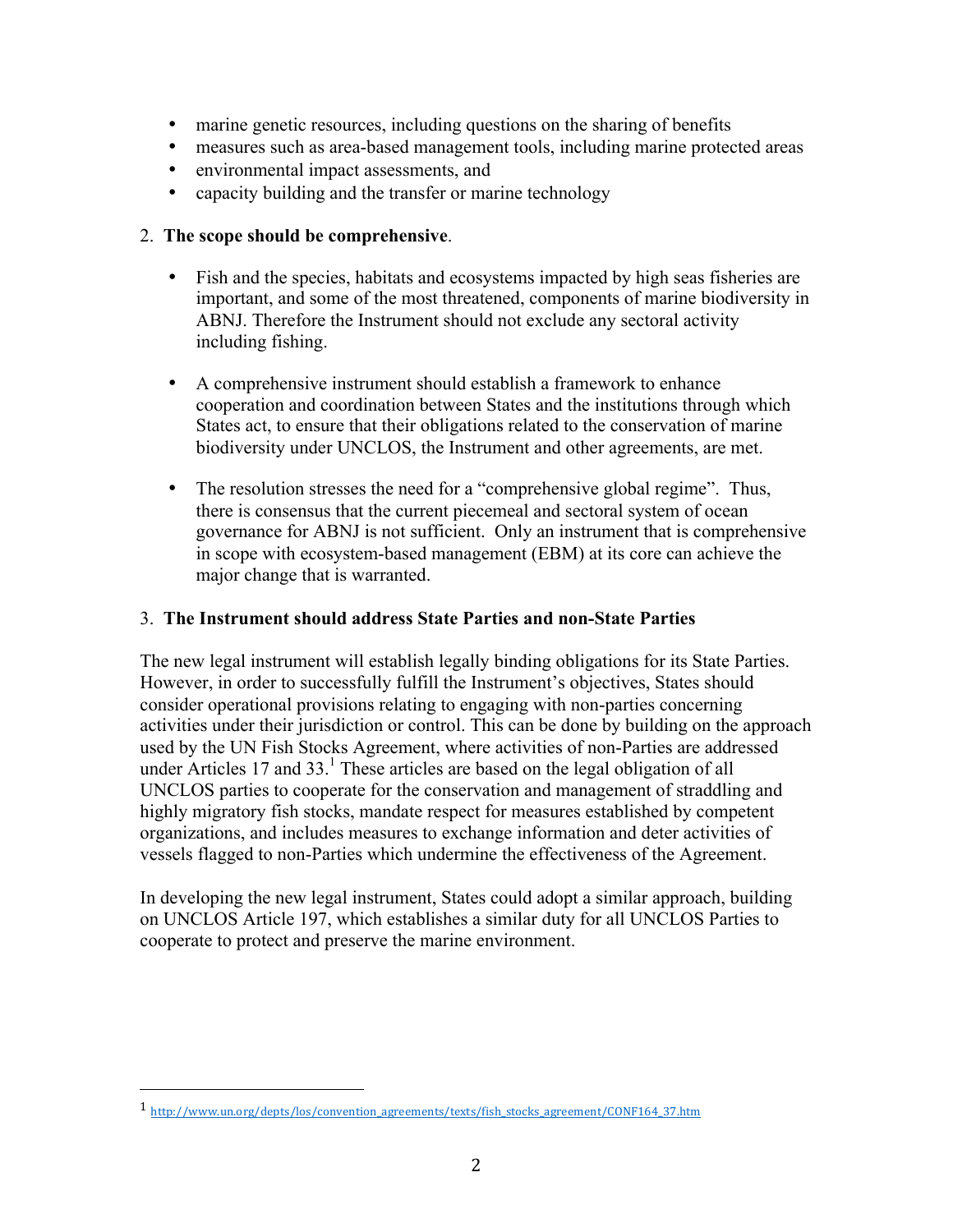- marine genetic resources, including questions on the sharing of benefits
- measures such as area-based management tools, including marine protected areas
- environmental impact assessments, and
- capacity building and the transfer or marine technology

2. **The scope should be comprehensive**.

   - Fish and the species, habitats and ecosystems impacted by high seas fisheries are important, and some of the most threatened, components of marine biodiversity in ABNJ. Therefore the Instrument should not exclude any sectoral activity including fishing.

   - A comprehensive instrument should establish a framework to enhance cooperation and coordination between States and the institutions through which States act, to ensure that their obligations related to the conservation of marine biodiversity under UNCLOS, the Instrument and other agreements, are met.

   - The resolution stresses the need for a "comprehensive global regime". Thus, there is consensus that the current piecemeal and sectoral system of ocean governance for ABNJ is not sufficient. Only an instrument that is comprehensive in scope with ecosystem-based management (EBM) at its core can achieve the major change that is warranted.

3. **The Instrument should address State Parties and non-State Parties**

The new legal instrument will establish legally binding obligations for its State Parties. However, in order to successfully fulfill the Instrument's objectives, States should consider operational provisions relating to engaging with non-parties concerning activities under their jurisdiction or control. This can be done by building on the approach used by the UN Fish Stocks Agreement, where activities of non-Parties are addressed under Articles 17 and 33.[1] These articles are based on the legal obligation of all UNCLOS parties to cooperate for the conservation and management of straddling and highly migratory fish stocks, mandate respect for measures established by competent organizations, and includes measures to exchange information and deter activities of vessels flagged to non-Parties which undermine the effectiveness of the Agreement.

In developing the new legal instrument, States could adopt a similar approach, building on UNCLOS Article 197, which establishes a similar duty for all UNCLOS Parties to cooperate to protect and preserve the marine environment.

---

[1] http://www.un.org/depts/los/convention_agreements/texts/fish_stocks_agreement/CONF164_37.htm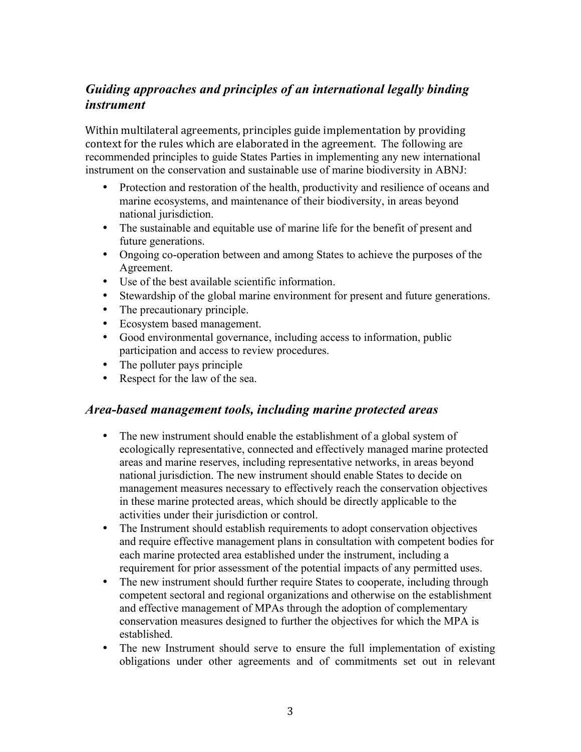## *Guiding approaches and principles of an international legally binding instrument*

Within multilateral agreements, principles guide implementation by providing context for the rules which are elaborated in the agreement. The following are recommended principles to guide States Parties in implementing any new international instrument on the conservation and sustainable use of marine biodiversity in ABNJ:

- Protection and restoration of the health, productivity and resilience of oceans and marine ecosystems, and maintenance of their biodiversity, in areas beyond national jurisdiction.
- The sustainable and equitable use of marine life for the benefit of present and future generations.
- Ongoing co-operation between and among States to achieve the purposes of the Agreement.
- Use of the best available scientific information.
- Stewardship of the global marine environment for present and future generations.
- The precautionary principle.
- Ecosystem based management.
- Good environmental governance, including access to information, public participation and access to review procedures.
- The polluter pays principle
- Respect for the law of the sea.

## *Area-based management tools, including marine protected areas*

- The new instrument should enable the establishment of a global system of ecologically representative, connected and effectively managed marine protected areas and marine reserves, including representative networks, in areas beyond national jurisdiction. The new instrument should enable States to decide on management measures necessary to effectively reach the conservation objectives in these marine protected areas, which should be directly applicable to the activities under their jurisdiction or control.
- The Instrument should establish requirements to adopt conservation objectives and require effective management plans in consultation with competent bodies for each marine protected area established under the instrument, including a requirement for prior assessment of the potential impacts of any permitted uses.
- The new instrument should further require States to cooperate, including through competent sectoral and regional organizations and otherwise on the establishment and effective management of MPAs through the adoption of complementary conservation measures designed to further the objectives for which the MPA is established.
- The new Instrument should serve to ensure the full implementation of existing obligations under other agreements and of commitments set out in relevant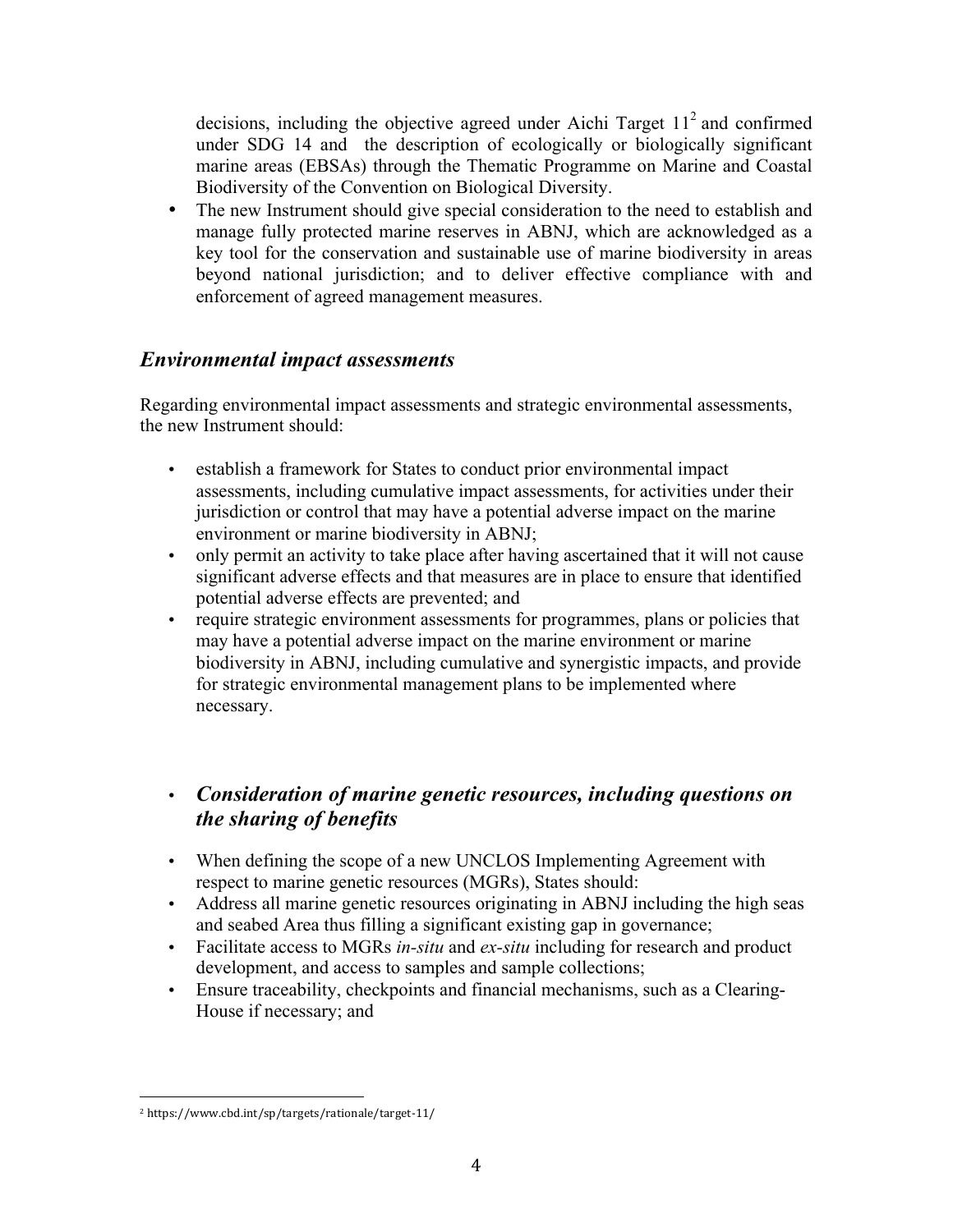decisions, including the objective agreed under Aichi Target 11[2] and confirmed under SDG 14 and the description of ecologically or biologically significant marine areas (EBSAs) through the Thematic Programme on Marine and Coastal Biodiversity of the Convention on Biological Diversity.

- The new Instrument should give special consideration to the need to establish and manage fully protected marine reserves in ABNJ, which are acknowledged as a key tool for the conservation and sustainable use of marine biodiversity in areas beyond national jurisdiction; and to deliver effective compliance with and enforcement of agreed management measures.

## *Environmental impact assessments*

Regarding environmental impact assessments and strategic environmental assessments, the new Instrument should:

- establish a framework for States to conduct prior environmental impact assessments, including cumulative impact assessments, for activities under their jurisdiction or control that may have a potential adverse impact on the marine environment or marine biodiversity in ABNJ;
- only permit an activity to take place after having ascertained that it will not cause significant adverse effects and that measures are in place to ensure that identified potential adverse effects are prevented; and
- require strategic environment assessments for programmes, plans or policies that may have a potential adverse impact on the marine environment or marine biodiversity in ABNJ, including cumulative and synergistic impacts, and provide for strategic environmental management plans to be implemented where necessary.

## • *Consideration of marine genetic resources, including questions on the sharing of benefits*

- When defining the scope of a new UNCLOS Implementing Agreement with respect to marine genetic resources (MGRs), States should:
- Address all marine genetic resources originating in ABNJ including the high seas and seabed Area thus filling a significant existing gap in governance;
- Facilitate access to MGRs *in-situ* and *ex-situ* including for research and product development, and access to samples and sample collections;
- Ensure traceability, checkpoints and financial mechanisms, such as a Clearing-House if necessary; and

[2] https://www.cbd.int/sp/targets/rationale/target-11/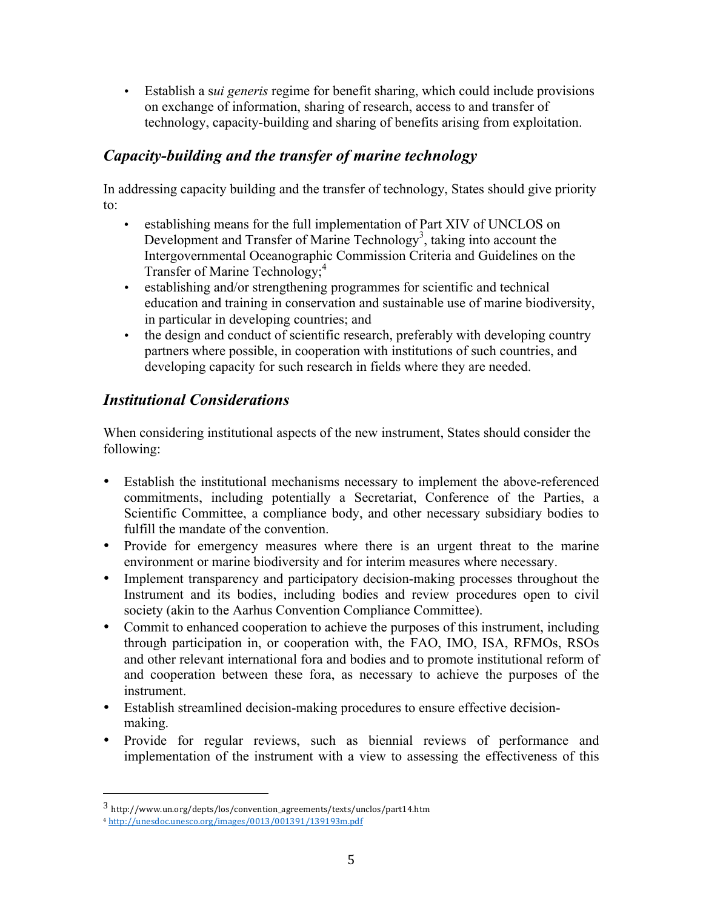- Establish a s*ui generis* regime for benefit sharing, which could include provisions on exchange of information, sharing of research, access to and transfer of technology, capacity-building and sharing of benefits arising from exploitation.

## *Capacity-building and the transfer of marine technology*

In addressing capacity building and the transfer of technology, States should give priority to:

- establishing means for the full implementation of Part XIV of UNCLOS on Development and Transfer of Marine Technology[3], taking into account the Intergovernmental Oceanographic Commission Criteria and Guidelines on the Transfer of Marine Technology;[4]
- establishing and/or strengthening programmes for scientific and technical education and training in conservation and sustainable use of marine biodiversity, in particular in developing countries; and
- the design and conduct of scientific research, preferably with developing country partners where possible, in cooperation with institutions of such countries, and developing capacity for such research in fields where they are needed.

## *Institutional Considerations*

When considering institutional aspects of the new instrument, States should consider the following:

- Establish the institutional mechanisms necessary to implement the above-referenced commitments, including potentially a Secretariat, Conference of the Parties, a Scientific Committee, a compliance body, and other necessary subsidiary bodies to fulfill the mandate of the convention.
- Provide for emergency measures where there is an urgent threat to the marine environment or marine biodiversity and for interim measures where necessary.
- Implement transparency and participatory decision-making processes throughout the Instrument and its bodies, including bodies and review procedures open to civil society (akin to the Aarhus Convention Compliance Committee).
- Commit to enhanced cooperation to achieve the purposes of this instrument, including through participation in, or cooperation with, the FAO, IMO, ISA, RFMOs, RSOs and other relevant international fora and bodies and to promote institutional reform of and cooperation between these fora, as necessary to achieve the purposes of the instrument.
- Establish streamlined decision-making procedures to ensure effective decision-making.
- Provide for regular reviews, such as biennial reviews of performance and implementation of the instrument with a view to assessing the effectiveness of this

---

[3] http://www.un.org/depts/los/convention_agreements/texts/unclos/part14.htm

[4] http://unesdoc.unesco.org/images/0013/001391/139193m.pdf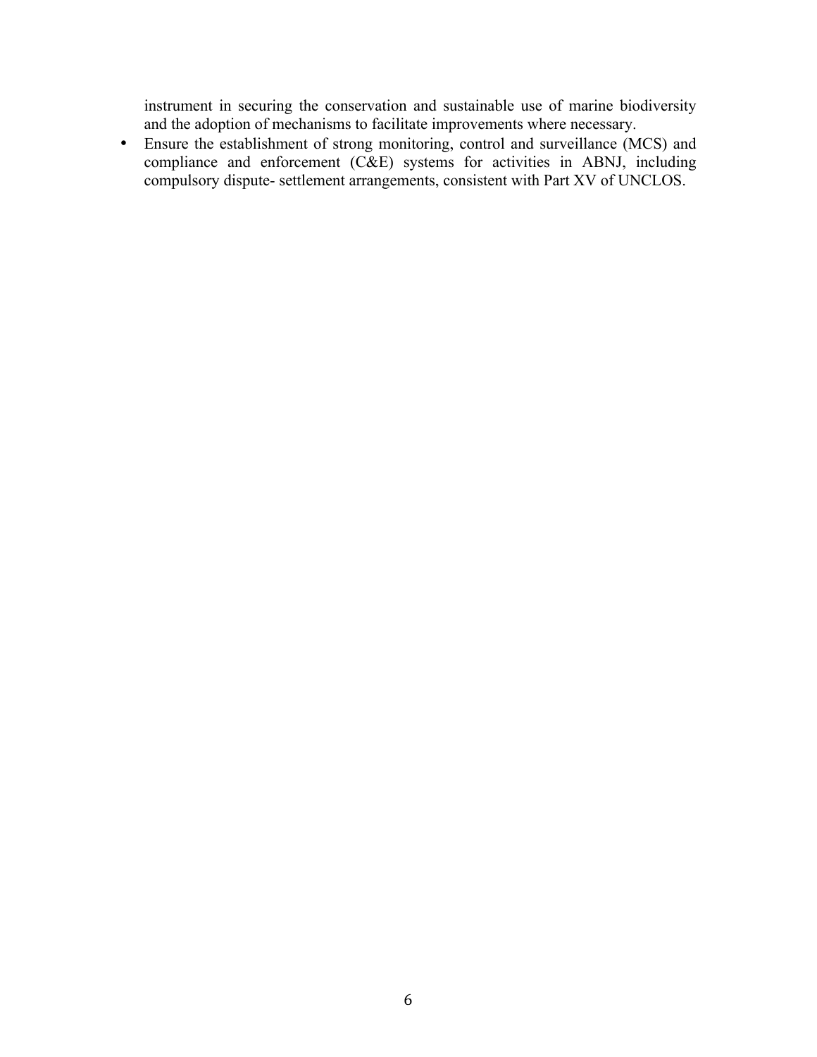instrument in securing the conservation and sustainable use of marine biodiversity and the adoption of mechanisms to facilitate improvements where necessary.

- Ensure the establishment of strong monitoring, control and surveillance (MCS) and compliance and enforcement (C&E) systems for activities in ABNJ, including compulsory dispute- settlement arrangements, consistent with Part XV of UNCLOS.